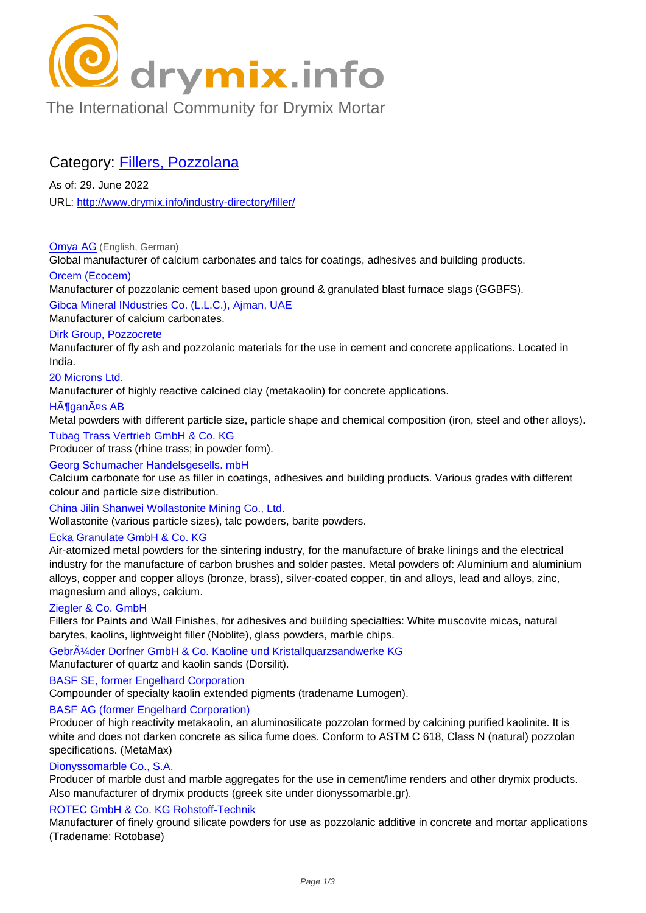drymix.info

The International Community for Drymix Mortar

## Category: [Fillers, Pozzolana](http://www.drymix.info/industry-directory/filler/)

As of: 29. June 2022

URL: http://www.drymix.info/industry-directory/filler/

**Omya AG** (English, German)
Global manufacturer of calcium carbonates and talcs for coatings, adhesives and building products.

**Orcem (Ecocem)**
Manufacturer of pozzolanic cement based upon ground & granulated blast furnace slags (GGBFS).

**Gibca Mineral INdustries Co. (L.L.C.), Ajman, UAE**
Manufacturer of calcium carbonates.

**Dirk Group, Pozzocrete**
Manufacturer of fly ash and pozzolanic materials for the use in cement and concrete applications. Located in India.

**20 Microns Ltd.**
Manufacturer of highly reactive calcined clay (metakaolin) for concrete applications.

**HÃ¶ganÃ¤s AB**
Metal powders with different particle size, particle shape and chemical composition (iron, steel and other alloys).

**Tubag Trass Vertrieb GmbH & Co. KG**
Producer of trass (rhine trass; in powder form).

**Georg Schumacher Handelsgesells. mbH**
Calcium carbonate for use as filler in coatings, adhesives and building products. Various grades with different colour and particle size distribution.

**China Jilin Shanwei Wollastonite Mining Co., Ltd.**
Wollastonite (various particle sizes), talc powders, barite powders.

**Ecka Granulate GmbH & Co. KG**
Air-atomized metal powders for the sintering industry, for the manufacture of brake linings and the electrical industry for the manufacture of carbon brushes and solder pastes. Metal powders of: Aluminium and aluminium alloys, copper and copper alloys (bronze, brass), silver-coated copper, tin and alloys, lead and alloys, zinc, magnesium and alloys, calcium.

**Ziegler & Co. GmbH**
Fillers for Paints and Wall Finishes, for adhesives and building specialties: White muscovite micas, natural barytes, kaolins, lightweight filler (Noblite), glass powders, marble chips.

**GebrÃ¼der Dorfner GmbH & Co. Kaoline und Kristallquarzsandwerke KG**
Manufacturer of quartz and kaolin sands (Dorsilit).

**BASF SE, former Engelhard Corporation**
Compounder of specialty kaolin extended pigments (tradename Lumogen).

**BASF AG (former Engelhard Corporation)**
Producer of high reactivity metakaolin, an aluminosilicate pozzolan formed by calcining purified kaolinite. It is white and does not darken concrete as silica fume does. Conform to ASTM C 618, Class N (natural) pozzolan specifications. (MetaMax)

**Dionyssomarble Co., S.A.**
Producer of marble dust and marble aggregates for the use in cement/lime renders and other drymix products. Also manufacturer of drymix products (greek site under dionyssomarble.gr).

**ROTEC GmbH & Co. KG Rohstoff-Technik**
Manufacturer of finely ground silicate powders for use as pozzolanic additive in concrete and mortar applications (Tradename: Rotobase)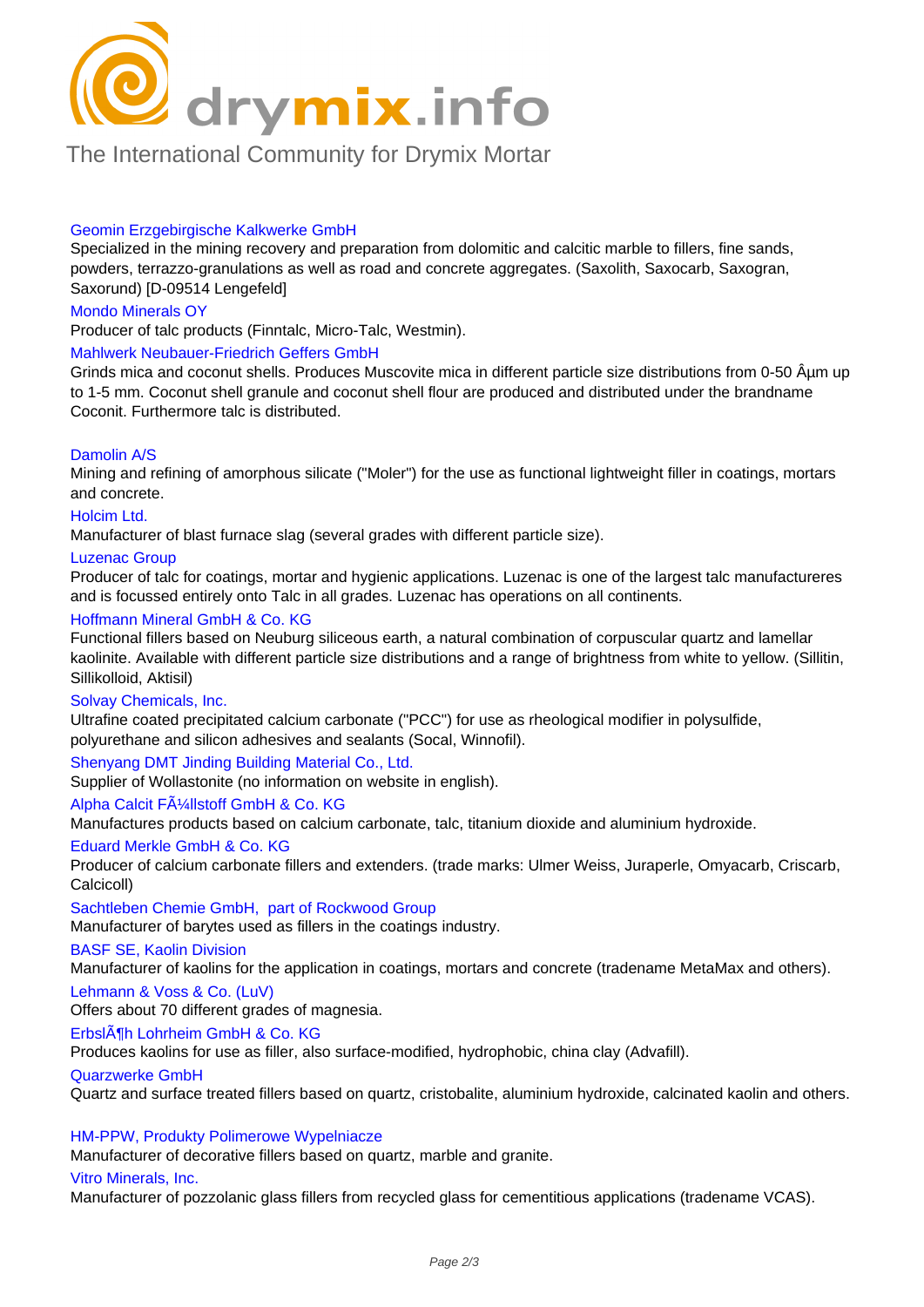# drymix.info

The International Community for Drymix Mortar

Geomin Erzgebirgische Kalkwerke GmbH

Specialized in the mining recovery and preparation from dolomitic and calcitic marble to fillers, fine sands, powders, terrazzo-granulations as well as road and concrete aggregates. (Saxolith, Saxocarb, Saxogran, Saxorund) [D-09514 Lengefeld]

Mondo Minerals OY

Producer of talc products (Finntalc, Micro-Talc, Westmin).

Mahlwerk Neubauer-Friedrich Geffers GmbH

Grinds mica and coconut shells. Produces Muscovite mica in different particle size distributions from 0-50 Âµm up to 1-5 mm. Coconut shell granule and coconut shell flour are produced and distributed under the brandname Coconit. Furthermore talc is distributed.

Damolin A/S

Mining and refining of amorphous silicate ("Moler") for the use as functional lightweight filler in coatings, mortars and concrete.

Holcim Ltd.

Manufacturer of blast furnace slag (several grades with different particle size).

Luzenac Group

Producer of talc for coatings, mortar and hygienic applications. Luzenac is one of the largest talc manufactureres and is focussed entirely onto Talc in all grades. Luzenac has operations on all continents.

Hoffmann Mineral GmbH & Co. KG

Functional fillers based on Neuburg siliceous earth, a natural combination of corpuscular quartz and lamellar kaolinite. Available with different particle size distributions and a range of brightness from white to yellow. (Sillitin, Sillikolloid, Aktisil)

Solvay Chemicals, Inc.

Ultrafine coated precipitated calcium carbonate ("PCC") for use as rheological modifier in polysulfide, polyurethane and silicon adhesives and sealants (Socal, Winnofil).

Shenyang DMT Jinding Building Material Co., Ltd.

Supplier of Wollastonite (no information on website in english).

Alpha Calcit FÃ¼llstoff GmbH & Co. KG

Manufactures products based on calcium carbonate, talc, titanium dioxide and aluminium hydroxide.

Eduard Merkle GmbH & Co. KG

Producer of calcium carbonate fillers and extenders. (trade marks: Ulmer Weiss, Juraperle, Omyacarb, Criscarb, Calcicoll)

Sachtleben Chemie GmbH, part of Rockwood Group

Manufacturer of barytes used as fillers in the coatings industry.

BASF SE, Kaolin Division

Manufacturer of kaolins for the application in coatings, mortars and concrete (tradename MetaMax and others).

Lehmann & Voss & Co. (LuV)

Offers about 70 different grades of magnesia.

ErbslÃ¶h Lohrheim GmbH & Co. KG

Produces kaolins for use as filler, also surface-modified, hydrophobic, china clay (Advafill).

Quarzwerke GmbH

Quartz and surface treated fillers based on quartz, cristobalite, aluminium hydroxide, calcinated kaolin and others.

HM-PPW, Produkty Polimerowe Wypelniacze

Manufacturer of decorative fillers based on quartz, marble and granite.

Vitro Minerals, Inc.

Manufacturer of pozzolanic glass fillers from recycled glass for cementitious applications (tradename VCAS).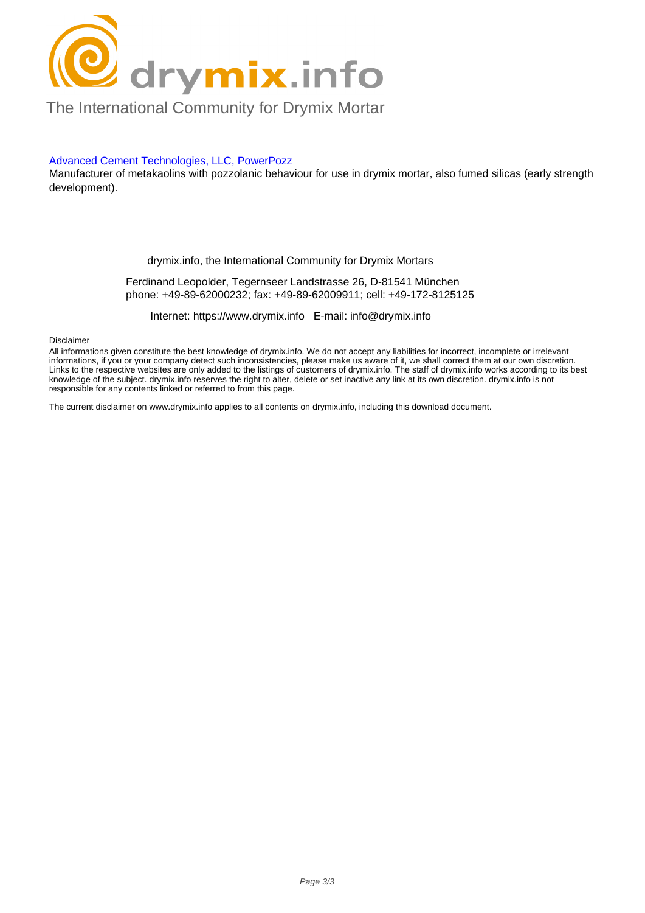# drymix.info

The International Community for Drymix Mortar

[Advanced Cement Technologies, LLC, PowerPozz]

Manufacturer of metakaolins with pozzolanic behaviour for use in drymix mortar, also fumed silicas (early strength development).

drymix.info, the International Community for Drymix Mortars

Ferdinand Leopolder, Tegernseer Landstrasse 26, D-81541 München
phone: +49-89-62000232; fax: +49-89-62009911; cell: +49-172-8125125

Internet: https://www.drymix.info E-mail: info@drymix.info

Disclaimer

All informations given constitute the best knowledge of drymix.info. We do not accept any liabilities for incorrect, incomplete or irrelevant informations, if you or your company detect such inconsistencies, please make us aware of it, we shall correct them at our own discretion. Links to the respective websites are only added to the listings of customers of drymix.info. The staff of drymix.info works according to its best knowledge of the subject. drymix.info reserves the right to alter, delete or set inactive any link at its own discretion. drymix.info is not responsible for any contents linked or referred to from this page.

The current disclaimer on www.drymix.info applies to all contents on drymix.info, including this download document.